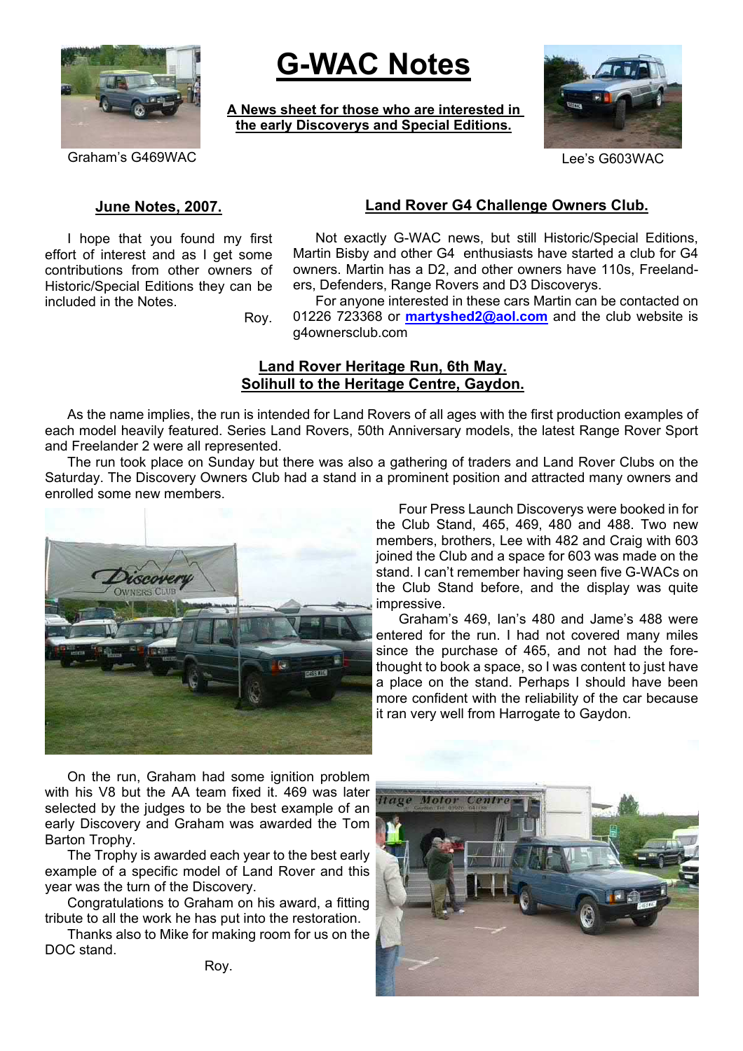Graham's G469WAC

# G-WAC Notes

**A News sheet for those who are interested in the early Discoverys and Special Editions.**

Lee's G603WAC

## June Notes, 2007.

I hope that you found my first effort of interest and as I get some contributions from other owners of Historic/Special Editions they can be included in the Notes.

Roy.

## Land Rover G4 Challenge Owners Club.

Not exactly G-WAC news, but still Historic/Special Editions, Martin Bisby and other G4 enthusiasts have started a club for G4 owners. Martin has a D2, and other owners have 110s, Freelanders, Defenders, Range Rovers and D3 Discoverys.

For anyone interested in these cars Martin can be contacted on 01226 723368 or **martyshed2@aol.com** and the club website is g4ownersclub.com

## Land Rover Heritage Run, 6th May.
## Solihull to the Heritage Centre, Gaydon.

As the name implies, the run is intended for Land Rovers of all ages with the first production examples of each model heavily featured. Series Land Rovers, 50th Anniversary models, the latest Range Rover Sport and Freelander 2 were all represented.

The run took place on Sunday but there was also a gathering of traders and Land Rover Clubs on the Saturday. The Discovery Owners Club had a stand in a prominent position and attracted many owners and enrolled some new members.

Four Press Launch Discoverys were booked in for the Club Stand, 465, 469, 480 and 488. Two new members, brothers, Lee with 482 and Craig with 603 joined the Club and a space for 603 was made on the stand. I can't remember having seen five G-WACs on the Club Stand before, and the display was quite impressive.

Graham's 469, Ian's 480 and Jame's 488 were entered for the run. I had not covered many miles since the purchase of 465, and not had the forethought to book a space, so I was content to just have a place on the stand. Perhaps I should have been more confident with the reliability of the car because it ran very well from Harrogate to Gaydon.

On the run, Graham had some ignition problem with his V8 but the AA team fixed it. 469 was later selected by the judges to be the best example of an early Discovery and Graham was awarded the Tom Barton Trophy.

The Trophy is awarded each year to the best early example of a specific model of Land Rover and this year was the turn of the Discovery.

Congratulations to Graham on his award, a fitting tribute to all the work he has put into the restoration.

Thanks also to Mike for making room for us on the DOC stand.

Roy.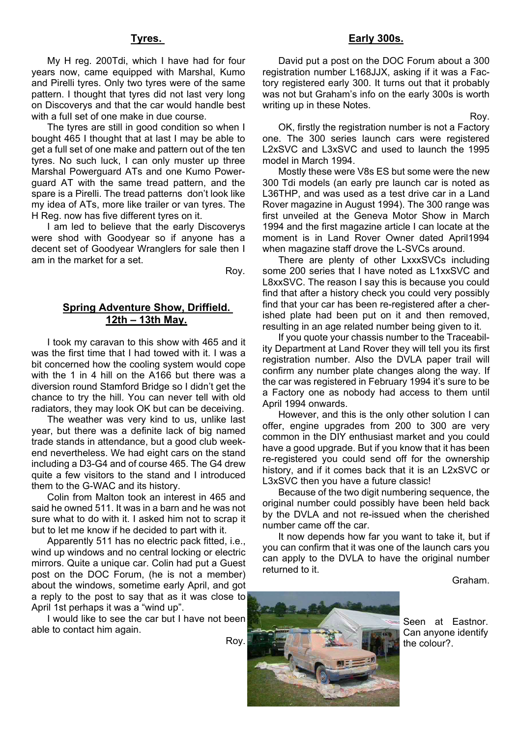## Tyres.

My H reg. 200Tdi, which I have had for four years now, came equipped with Marshal, Kumo and Pirelli tyres. Only two tyres were of the same pattern. I thought that tyres did not last very long on Discoverys and that the car would handle best with a full set of one make in due course.

The tyres are still in good condition so when I bought 465 I thought that at last I may be able to get a full set of one make and pattern out of the ten tyres. No such luck, I can only muster up three Marshal Powerguard ATs and one Kumo Powerguard AT with the same tread pattern, and the spare is a Pirelli. The tread patterns don't look like my idea of ATs, more like trailer or van tyres. The H Reg. now has five different tyres on it.

I am led to believe that the early Discoverys were shod with Goodyear so if anyone has a decent set of Goodyear Wranglers for sale then I am in the market for a set.

Roy.

## Spring Adventure Show, Driffield. 12th – 13th May.

I took my caravan to this show with 465 and it was the first time that I had towed with it. I was a bit concerned how the cooling system would cope with the 1 in 4 hill on the A166 but there was a diversion round Stamford Bridge so I didn't get the chance to try the hill. You can never tell with old radiators, they may look OK but can be deceiving.

The weather was very kind to us, unlike last year, but there was a definite lack of big named trade stands in attendance, but a good club weekend nevertheless. We had eight cars on the stand including a D3-G4 and of course 465. The G4 drew quite a few visitors to the stand and I introduced them to the G-WAC and its history.

Colin from Malton took an interest in 465 and said he owned 511. It was in a barn and he was not sure what to do with it. I asked him not to scrap it but to let me know if he decided to part with it.

Apparently 511 has no electric pack fitted, i.e., wind up windows and no central locking or electric mirrors. Quite a unique car. Colin had put a Guest post on the DOC Forum, (he is not a member) about the windows, sometime early April, and got a reply to the post to say that as it was close to April 1st perhaps it was a "wind up".

I would like to see the car but I have not been able to contact him again.

Roy.

## Early 300s.

David put a post on the DOC Forum about a 300 registration number L168JJX, asking if it was a Factory registered early 300. It turns out that it probably was not but Graham's info on the early 300s is worth writing up in these Notes.

Roy.

OK, firstly the registration number is not a Factory one. The 300 series launch cars were registered L2xSVC and L3xSVC and used to launch the 1995 model in March 1994.

Mostly these were V8s ES but some were the new 300 Tdi models (an early pre launch car is noted as L36THP, and was used as a test drive car in a Land Rover magazine in August 1994). The 300 range was first unveiled at the Geneva Motor Show in March 1994 and the first magazine article I can locate at the moment is in Land Rover Owner dated April1994 when magazine staff drove the L-SVCs around.

There are plenty of other LxxxSVCs including some 200 series that I have noted as L1xxSVC and L8xxSVC. The reason I say this is because you could find that after a history check you could very possibly find that your car has been re-registered after a cherished plate had been put on it and then removed, resulting in an age related number being given to it.

If you quote your chassis number to the Traceability Department at Land Rover they will tell you its first registration number. Also the DVLA paper trail will confirm any number plate changes along the way. If the car was registered in February 1994 it's sure to be a Factory one as nobody had access to them until April 1994 onwards.

However, and this is the only other solution I can offer, engine upgrades from 200 to 300 are very common in the DIY enthusiast market and you could have a good upgrade. But if you know that it has been re-registered you could send off for the ownership history, and if it comes back that it is an L2xSVC or L3xSVC then you have a future classic!

Because of the two digit numbering sequence, the original number could possibly have been held back by the DVLA and not re-issued when the cherished number came off the car.

It now depends how far you want to take it, but if you can confirm that it was one of the launch cars you can apply to the DVLA to have the original number returned to it.

Graham.

Seen at Eastnor. Can anyone identify the colour?.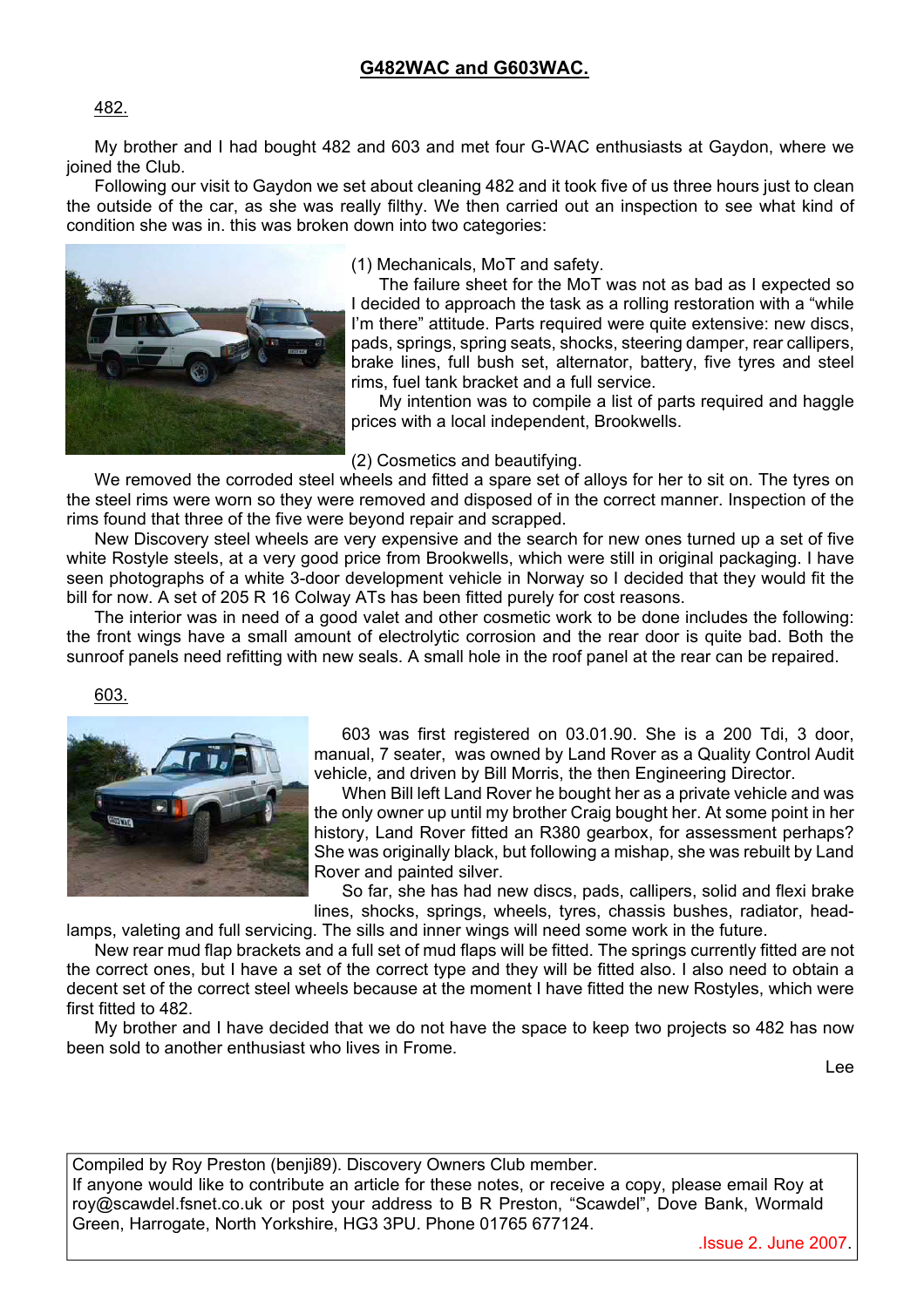# G482WAC and G603WAC.

482.

My brother and I had bought 482 and 603 and met four G-WAC enthusiasts at Gaydon, where we joined the Club.

Following our visit to Gaydon we set about cleaning 482 and it took five of us three hours just to clean the outside of the car, as she was really filthy. We then carried out an inspection to see what kind of condition she was in. this was broken down into two categories:

(1) Mechanicals, MoT and safety.

The failure sheet for the MoT was not as bad as I expected so I decided to approach the task as a rolling restoration with a "while I'm there" attitude. Parts required were quite extensive: new discs, pads, springs, spring seats, shocks, steering damper, rear callipers, brake lines, full bush set, alternator, battery, five tyres and steel rims, fuel tank bracket and a full service.

My intention was to compile a list of parts required and haggle prices with a local independent, Brookwells.

(2) Cosmetics and beautifying.

We removed the corroded steel wheels and fitted a spare set of alloys for her to sit on. The tyres on the steel rims were worn so they were removed and disposed of in the correct manner. Inspection of the rims found that three of the five were beyond repair and scrapped.

New Discovery steel wheels are very expensive and the search for new ones turned up a set of five white Rostyle steels, at a very good price from Brookwells, which were still in original packaging. I have seen photographs of a white 3-door development vehicle in Norway so I decided that they would fit the bill for now. A set of 205 R 16 Colway ATs has been fitted purely for cost reasons.

The interior was in need of a good valet and other cosmetic work to be done includes the following: the front wings have a small amount of electrolytic corrosion and the rear door is quite bad. Both the sunroof panels need refitting with new seals. A small hole in the roof panel at the rear can be repaired.

603.

603 was first registered on 03.01.90. She is a 200 Tdi, 3 door, manual, 7 seater, was owned by Land Rover as a Quality Control Audit vehicle, and driven by Bill Morris, the then Engineering Director.

When Bill left Land Rover he bought her as a private vehicle and was the only owner up until my brother Craig bought her. At some point in her history, Land Rover fitted an R380 gearbox, for assessment perhaps? She was originally black, but following a mishap, she was rebuilt by Land Rover and painted silver.

So far, she has had new discs, pads, callipers, solid and flexi brake lines, shocks, springs, wheels, tyres, chassis bushes, radiator, head-lamps, valeting and full servicing. The sills and inner wings will need some work in the future.

New rear mud flap brackets and a full set of mud flaps will be fitted. The springs currently fitted are not the correct ones, but I have a set of the correct type and they will be fitted also. I also need to obtain a decent set of the correct steel wheels because at the moment I have fitted the new Rostyles, which were first fitted to 482.

My brother and I have decided that we do not have the space to keep two projects so 482 has now been sold to another enthusiast who lives in Frome.

Lee

Compiled by Roy Preston (benji89). Discovery Owners Club member.
If anyone would like to contribute an article for these notes, or receive a copy, please email Roy at roy@scawdel.fsnet.co.uk or post your address to B R Preston, "Scawdel", Dove Bank, Wormald Green, Harrogate, North Yorkshire, HG3 3PU. Phone 01765 677124.

.Issue 2. June 2007.